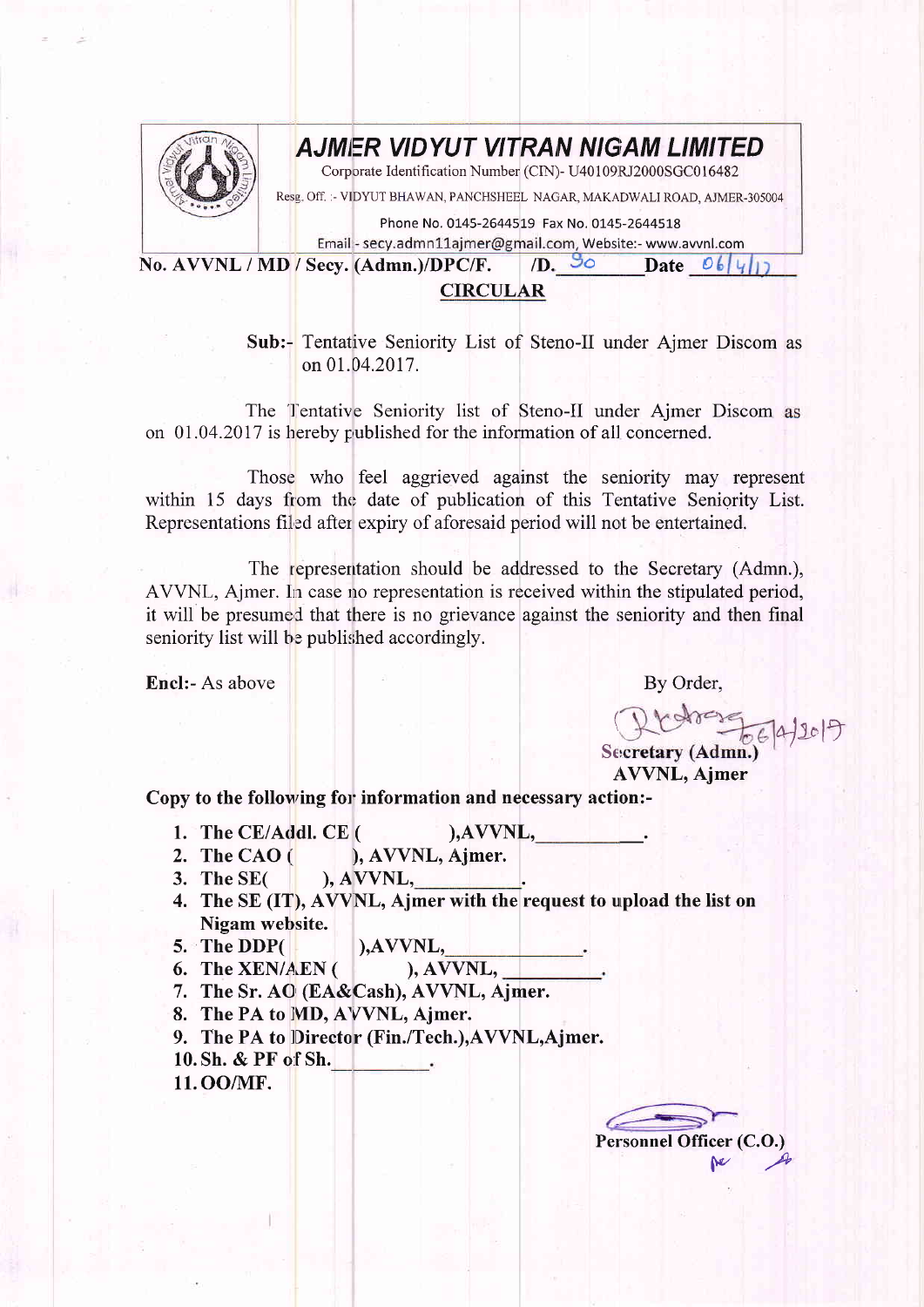# AJMER VIDYUT VITRAN NIGAM LIMITED

Corporate Identification Number (CIN)- U40109RJ2000SGC016482

Resg. Off. :- VIDYUT BHAWAN, PANCHSHEEL NAGAR, MAKADWALI ROAD, AJMER-305004

Phone No. 0145-2644519 Fax No. 0145-2644518

Email - secy.admn11ajmer@gmail.com, Website:- www.avvnl.com

**No. AVVNL / MD / Secy. (Admn.)/DPC/F. /D. 90 Date 06/4/17**

## CIRCULAR

**Sub:-** Tentative Seniority List of Steno-II under Ajmer Discom as on 01.04.2017.

The Tentative Seniority list of Steno-II under Ajmer Discom as on 01.04.2017 is hereby published for the information of all concerned.

Those who feel aggrieved against the seniority may represent within 15 days from the date of publication of this Tentative Seniority List. Representations filed after expiry of aforesaid period will not be entertained.

The representation should be addressed to the Secretary (Admn.), AVVNL, Ajmer. In case no representation is received within the stipulated period, it will be presumed that there is no grievance against the seniority and then final seniority list will be published accordingly.

**Encl:-** As above

By Order,

06/4/2017

**Secretary (Admn.)**
**AVVNL, Ajmer**

**Copy to the following for information and necessary action:-**

1. **The CE/Addl. CE ( ),AVVNL,\_\_\_\_\_\_\_\_\_\_.**
2. **The CAO ( ), AVVNL, Ajmer.**
3. **The SE( ), AVVNL,\_\_\_\_\_\_\_\_\_\_.**
4. **The SE (IT), AVVNL, Ajmer with the request to upload the list on Nigam website.**
5. **The DDP( ),AVVNL,\_\_\_\_\_\_\_\_\_\_\_\_.**
6. **The XEN/AEN ( ), AVVNL, \_\_\_\_\_\_\_\_\_.**
7. **The Sr. AO (EA&Cash), AVVNL, Ajmer.**
8. **The PA to MD, AVVNL, Ajmer.**
9. **The PA to Director (Fin./Tech.),AVVNL,Ajmer.**
10. **Sh. & PF of Sh.\_\_\_\_\_\_\_\_\_.**
11. **OO/MF.**

**Personnel Officer (C.O.)**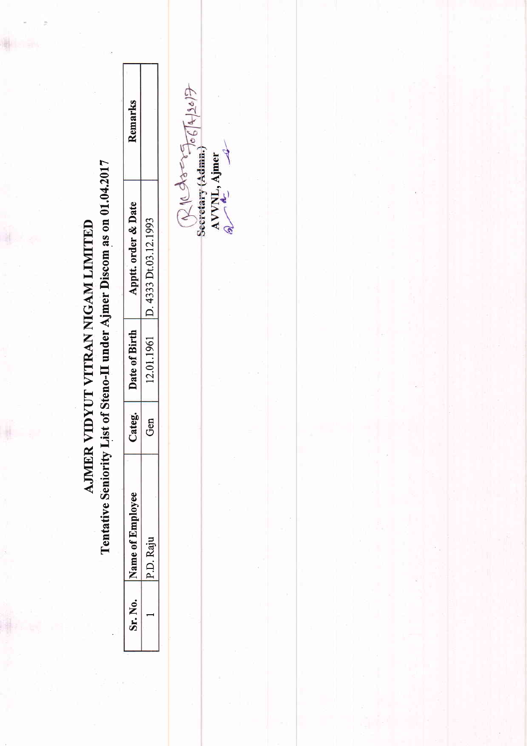# AJMER VIDYUT VITRAN NIGAM LIMITED

## Tentative Seniority List of Steno-II under Ajmer Discom as on 01.04.2017

| Sr. No. | Name of Employee | Categ. | Date of Birth | Apptt. order & Date | Remarks |
|---|---|---|---|---|---|
| 1 | P.D. Raju | Gen | 12.01.1961 | D. 4333 Dt.03.12.1993 | |

06/4/2017

**Secretary (Admn.)**
**AVVNL, Ajmer**